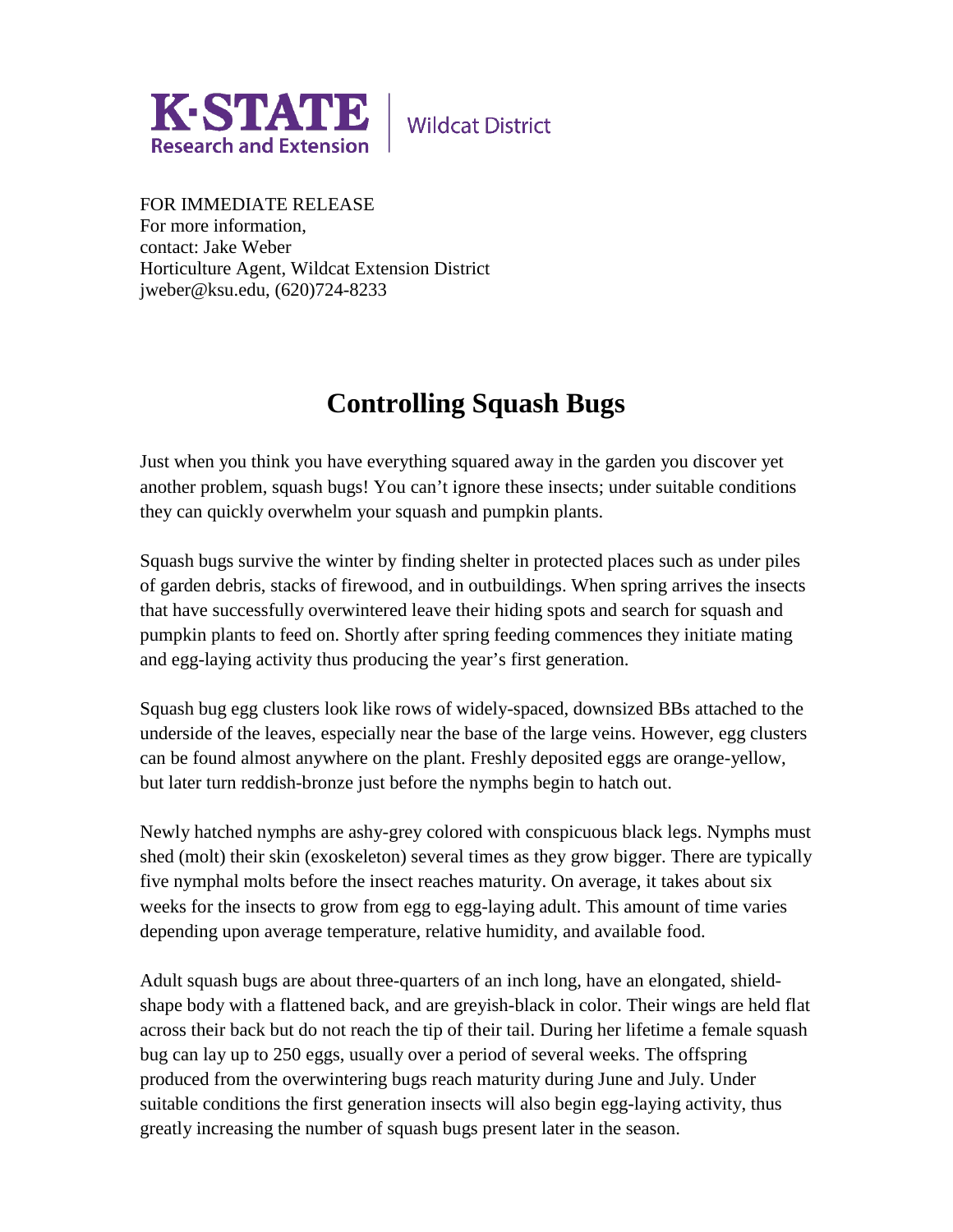K·STATE Research and Extension | Wildcat District

FOR IMMEDIATE RELEASE
For more information,
contact: Jake Weber
Horticulture Agent, Wildcat Extension District
jweber@ksu.edu, (620)724-8233

# Controlling Squash Bugs

Just when you think you have everything squared away in the garden you discover yet another problem, squash bugs! You can't ignore these insects; under suitable conditions they can quickly overwhelm your squash and pumpkin plants.

Squash bugs survive the winter by finding shelter in protected places such as under piles of garden debris, stacks of firewood, and in outbuildings. When spring arrives the insects that have successfully overwintered leave their hiding spots and search for squash and pumpkin plants to feed on. Shortly after spring feeding commences they initiate mating and egg-laying activity thus producing the year's first generation.

Squash bug egg clusters look like rows of widely-spaced, downsized BBs attached to the underside of the leaves, especially near the base of the large veins. However, egg clusters can be found almost anywhere on the plant. Freshly deposited eggs are orange-yellow, but later turn reddish-bronze just before the nymphs begin to hatch out.

Newly hatched nymphs are ashy-grey colored with conspicuous black legs. Nymphs must shed (molt) their skin (exoskeleton) several times as they grow bigger. There are typically five nymphal molts before the insect reaches maturity. On average, it takes about six weeks for the insects to grow from egg to egg-laying adult. This amount of time varies depending upon average temperature, relative humidity, and available food.

Adult squash bugs are about three-quarters of an inch long, have an elongated, shield-shape body with a flattened back, and are greyish-black in color. Their wings are held flat across their back but do not reach the tip of their tail. During her lifetime a female squash bug can lay up to 250 eggs, usually over a period of several weeks. The offspring produced from the overwintering bugs reach maturity during June and July. Under suitable conditions the first generation insects will also begin egg-laying activity, thus greatly increasing the number of squash bugs present later in the season.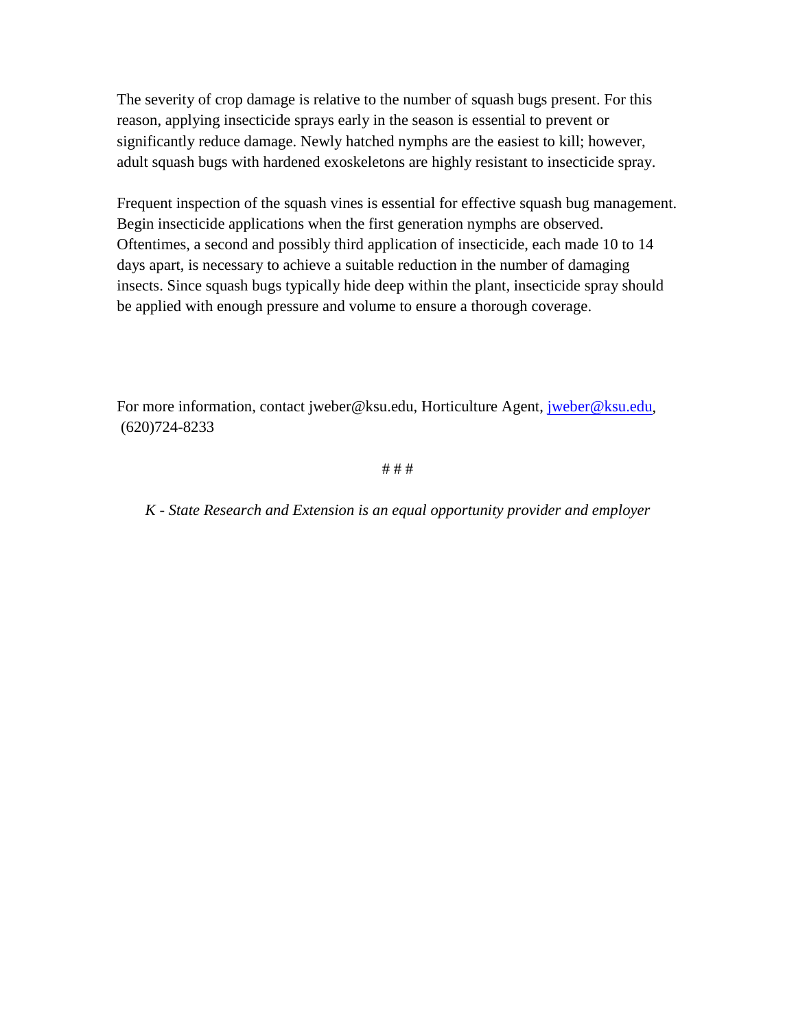The severity of crop damage is relative to the number of squash bugs present. For this reason, applying insecticide sprays early in the season is essential to prevent or significantly reduce damage. Newly hatched nymphs are the easiest to kill; however, adult squash bugs with hardened exoskeletons are highly resistant to insecticide spray.

Frequent inspection of the squash vines is essential for effective squash bug management. Begin insecticide applications when the first generation nymphs are observed. Oftentimes, a second and possibly third application of insecticide, each made 10 to 14 days apart, is necessary to achieve a suitable reduction in the number of damaging insects. Since squash bugs typically hide deep within the plant, insecticide spray should be applied with enough pressure and volume to ensure a thorough coverage.

For more information, contact jweber@ksu.edu, Horticulture Agent, jweber@ksu.edu, (620)724-8233

# # #

*K - State Research and Extension is an equal opportunity provider and employer*